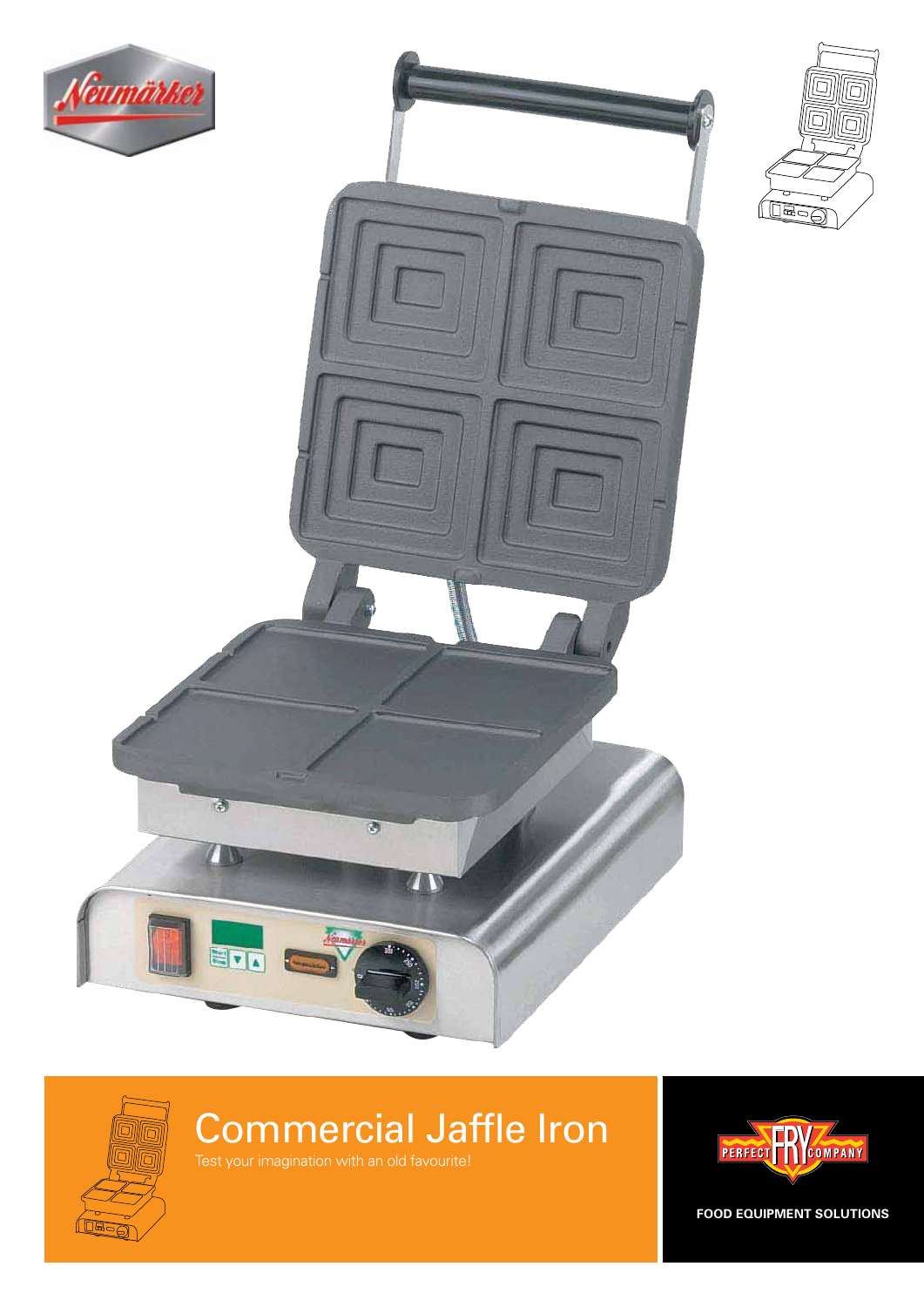# Commercial Jaffle Iron

Test your imagination with an old favourite!

FOOD EQUIPMENT SOLUTIONS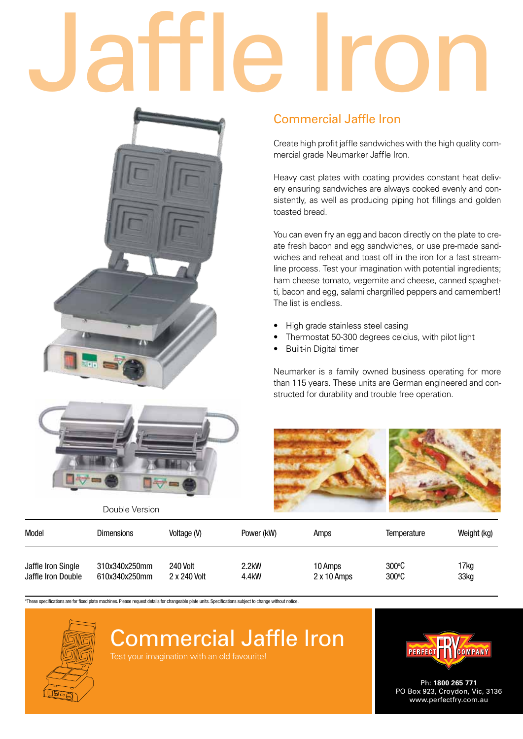# Jaffle Iron

## Commercial Jaffle Iron

Create high profit jaffle sandwiches with the high quality commercial grade Neumarker Jaffle Iron.

Heavy cast plates with coating provides constant heat delivery ensuring sandwiches are always cooked evenly and consistently, as well as producing piping hot fillings and golden toasted bread.

You can even fry an egg and bacon directly on the plate to create fresh bacon and egg sandwiches, or use pre-made sandwiches and reheat and toast off in the iron for a fast streamline process. Test your imagination with potential ingredients; ham cheese tomato, vegemite and cheese, canned spaghetti, bacon and egg, salami chargrilled peppers and camembert! The list is endless.

- High grade stainless steel casing
- Thermostat 50-300 degrees celcius, with pilot light
- Built-in Digital timer

Neumarker is a family owned business operating for more than 115 years. These units are German engineered and constructed for durability and trouble free operation.

Double Version

| Model | Dimensions | Voltage (V) | Power (kW) | Amps | Temperature | Weight (kg) |
|---|---|---|---|---|---|---|
| Jaffle Iron Single | 310x340x250mm | 240 Volt | 2.2kW | 10 Amps | 300ºC | 17kg |
| Jaffle Iron Double | 610x340x250mm | 2 x 240 Volt | 4.4kW | 2 x 10 Amps | 300ºC | 33kg |

*These specifications are for fixed plate machines. Please request details for changeable plate units. Specifications subject to change without notice.

## Commercial Jaffle Iron

Test your imagination with an old favourite!

PERFECT FRY COMPANY

Ph: **1800 265 771**
PO Box 923, Croydon, Vic, 3136
www.perfectfry.com.au